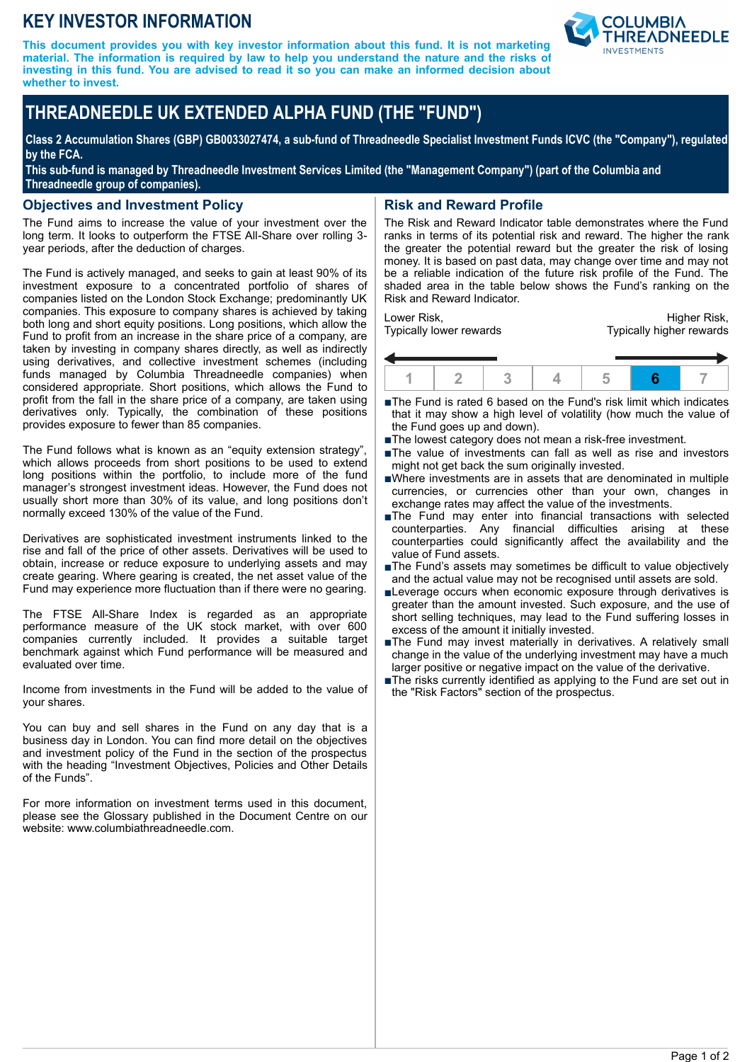# KEY INVESTOR INFORMATION

**This document provides you with key investor information about this fund. It is not marketing material. The information is required by law to help you understand the nature and the risks of investing in this fund. You are advised to read it so you can make an informed decision about whether to invest.**

# THREADNEEDLE UK EXTENDED ALPHA FUND (THE "FUND")

**Class 2 Accumulation Shares (GBP) GB0033027474, a sub-fund of Threadneedle Specialist Investment Funds ICVC (the "Company"), regulated by the FCA.**

**This sub-fund is managed by Threadneedle Investment Services Limited (the "Management Company") (part of the Columbia and Threadneedle group of companies).**

## Objectives and Investment Policy

The Fund aims to increase the value of your investment over the long term. It looks to outperform the FTSE All-Share over rolling 3-year periods, after the deduction of charges.

The Fund is actively managed, and seeks to gain at least 90% of its investment exposure to a concentrated portfolio of shares of companies listed on the London Stock Exchange; predominantly UK companies. This exposure to company shares is achieved by taking both long and short equity positions. Long positions, which allow the Fund to profit from an increase in the share price of a company, are taken by investing in company shares directly, as well as indirectly using derivatives, and collective investment schemes (including funds managed by Columbia Threadneedle companies) when considered appropriate. Short positions, which allows the Fund to profit from the fall in the share price of a company, are taken using derivatives only. Typically, the combination of these positions provides exposure to fewer than 85 companies.

The Fund follows what is known as an "equity extension strategy", which allows proceeds from short positions to be used to extend long positions within the portfolio, to include more of the fund manager's strongest investment ideas. However, the Fund does not usually short more than 30% of its value, and long positions don't normally exceed 130% of the value of the Fund.

Derivatives are sophisticated investment instruments linked to the rise and fall of the price of other assets. Derivatives will be used to obtain, increase or reduce exposure to underlying assets and may create gearing. Where gearing is created, the net asset value of the Fund may experience more fluctuation than if there were no gearing.

The FTSE All-Share Index is regarded as an appropriate performance measure of the UK stock market, with over 600 companies currently included. It provides a suitable target benchmark against which Fund performance will be measured and evaluated over time.

Income from investments in the Fund will be added to the value of your shares.

You can buy and sell shares in the Fund on any day that is a business day in London. You can find more detail on the objectives and investment policy of the Fund in the section of the prospectus with the heading "Investment Objectives, Policies and Other Details of the Funds".

For more information on investment terms used in this document, please see the Glossary published in the Document Centre on our website: www.columbiathreadneedle.com.

## Risk and Reward Profile

The Risk and Reward Indicator table demonstrates where the Fund ranks in terms of its potential risk and reward. The higher the rank the greater the potential reward but the greater the risk of losing money. It is based on past data, may change over time and may not be a reliable indication of the future risk profile of the Fund. The shaded area in the table below shows the Fund's ranking on the Risk and Reward Indicator.

Lower Risk, Typically lower rewards — Higher Risk, Typically higher rewards

| 1 | 2 | 3 | 4 | 5 | **6** | 7 |
|---|---|---|---|---|---|---|

- The Fund is rated 6 based on the Fund's risk limit which indicates that it may show a high level of volatility (how much the value of the Fund goes up and down).
- The lowest category does not mean a risk-free investment.
- The value of investments can fall as well as rise and investors might not get back the sum originally invested.
- Where investments are in assets that are denominated in multiple currencies, or currencies other than your own, changes in exchange rates may affect the value of the investments.
- The Fund may enter into financial transactions with selected counterparties. Any financial difficulties arising at these counterparties could significantly affect the availability and the value of Fund assets.
- The Fund's assets may sometimes be difficult to value objectively and the actual value may not be recognised until assets are sold.
- Leverage occurs when economic exposure through derivatives is greater than the amount invested. Such exposure, and the use of short selling techniques, may lead to the Fund suffering losses in excess of the amount it initially invested.
- The Fund may invest materially in derivatives. A relatively small change in the value of the underlying investment may have a much larger positive or negative impact on the value of the derivative.
- The risks currently identified as applying to the Fund are set out in the "Risk Factors" section of the prospectus.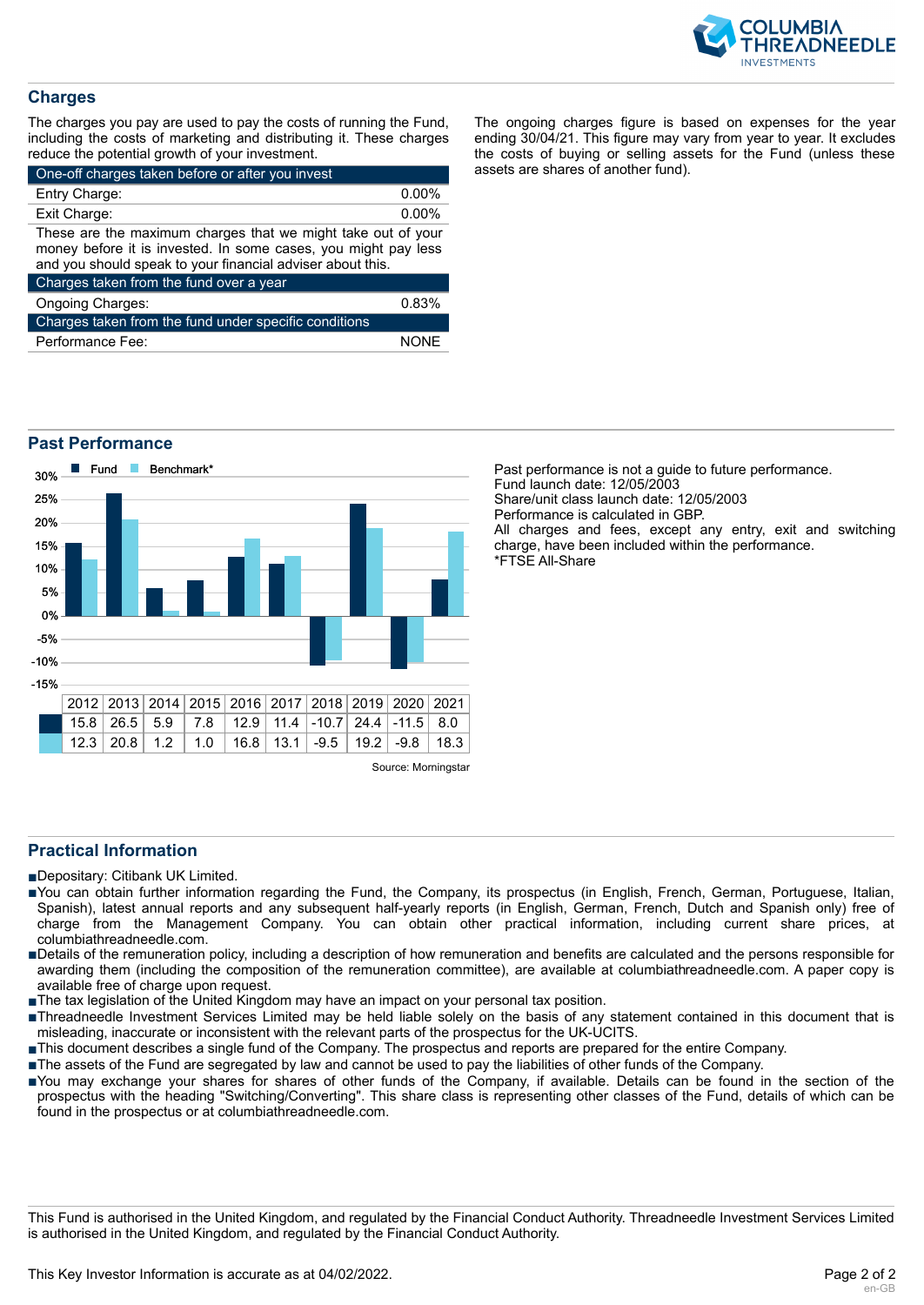## Charges

The charges you pay are used to pay the costs of running the Fund, including the costs of marketing and distributing it. These charges reduce the potential growth of your investment.

| One-off charges taken before or after you invest | |
|---|---|
| Entry Charge: | 0.00% |
| Exit Charge: | 0.00% |
| These are the maximum charges that we might take out of your money before it is invested. In some cases, you might pay less and you should speak to your financial adviser about this. | |
| **Charges taken from the fund over a year** | |
| Ongoing Charges: | 0.83% |
| **Charges taken from the fund under specific conditions** | |
| Performance Fee: | NONE |

The ongoing charges figure is based on expenses for the year ending 30/04/21. This figure may vary from year to year. It excludes the costs of buying or selling assets for the Fund (unless these assets are shares of another fund).

## Past Performance

Fund
Benchmark*

30%
25%
20%
15%
10%
5%
0%
-5%
-10%
-15%

| | 2012 | 2013 | 2014 | 2015 | 2016 | 2017 | 2018 | 2019 | 2020 | 2021 |
|---|---|---|---|---|---|---|---|---|---|---|
| Fund | 15.8 | 26.5 | 5.9 | 7.8 | 12.9 | 11.4 | -10.7 | 24.4 | -11.5 | 8.0 |
| Benchmark* | 12.3 | 20.8 | 1.2 | 1.0 | 16.8 | 13.1 | -9.5 | 19.2 | -9.8 | 18.3 |

Source: Morningstar

Past performance is not a guide to future performance.
Fund launch date: 12/05/2003
Share/unit class launch date: 12/05/2003
Performance is calculated in GBP.
All charges and fees, except any entry, exit and switching charge, have been included within the performance.
*FTSE All-Share

## Practical Information

- Depositary: Citibank UK Limited.
- You can obtain further information regarding the Fund, the Company, its prospectus (in English, French, German, Portuguese, Italian, Spanish), latest annual reports and any subsequent half-yearly reports (in English, German, French, Dutch and Spanish only) free of charge from the Management Company. You can obtain other practical information, including current share prices, at columbiathreadneedle.com.
- Details of the remuneration policy, including a description of how remuneration and benefits are calculated and the persons responsible for awarding them (including the composition of the remuneration committee), are available at columbiathreadneedle.com. A paper copy is available free of charge upon request.
- The tax legislation of the United Kingdom may have an impact on your personal tax position.
- Threadneedle Investment Services Limited may be held liable solely on the basis of any statement contained in this document that is misleading, inaccurate or inconsistent with the relevant parts of the prospectus for the UK-UCITS.
- This document describes a single fund of the Company. The prospectus and reports are prepared for the entire Company.
- The assets of the Fund are segregated by law and cannot be used to pay the liabilities of other funds of the Company.
- You may exchange your shares for shares of other funds of the Company, if available. Details can be found in the section of the prospectus with the heading "Switching/Converting". This share class is representing other classes of the Fund, details of which can be found in the prospectus or at columbiathreadneedle.com.

This Fund is authorised in the United Kingdom, and regulated by the Financial Conduct Authority. Threadneedle Investment Services Limited is authorised in the United Kingdom, and regulated by the Financial Conduct Authority.

This Key Investor Information is accurate as at 04/02/2022.